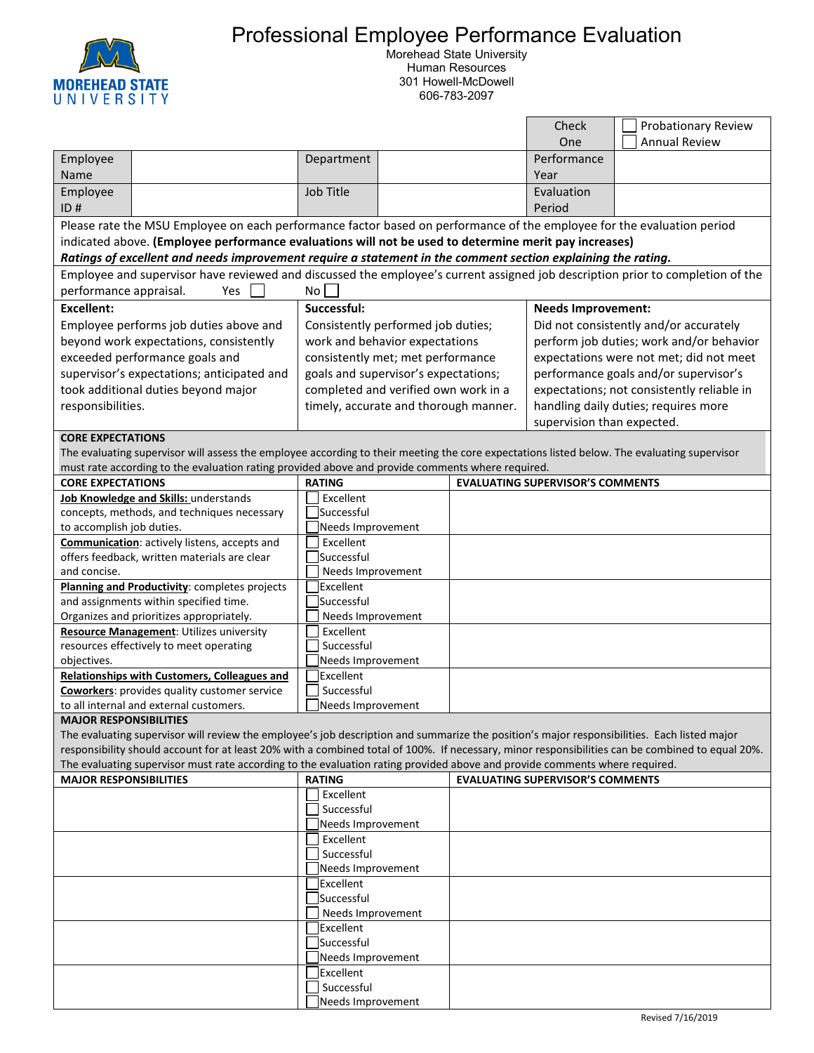# Professional Employee Performance Evaluation

Morehead State University
Human Resources
301 Howell-McDowell
606-783-2097

| | | | | Check One | ☐ Probationary Review ☐ Annual Review |
|---|---|---|---|---|---|
| Employee Name | | Department | | Performance Year | |
| Employee ID # | | Job Title | | Evaluation Period | |

Please rate the MSU Employee on each performance factor based on performance of the employee for the evaluation period indicated above. **(Employee performance evaluations will not be used to determine merit pay increases)**
***Ratings of excellent and needs improvement require a statement in the comment section explaining the rating.***

Employee and supervisor have reviewed and discussed the employee's current assigned job description prior to completion of the performance appraisal. Yes ☐ No ☐

| **Excellent:** | **Successful:** | **Needs Improvement:** |
|---|---|---|
| Employee performs job duties above and beyond work expectations, consistently exceeded performance goals and supervisor's expectations; anticipated and took additional duties beyond major responsibilities. | Consistently performed job duties; work and behavior expectations consistently met; met performance goals and supervisor's expectations; completed and verified own work in a timely, accurate and thorough manner. | Did not consistently and/or accurately perform job duties; work and/or behavior expectations were not met; did not meet performance goals and/or supervisor's expectations; not consistently reliable in handling daily duties; requires more supervision than expected. |

**CORE EXPECTATIONS**

The evaluating supervisor will assess the employee according to their meeting the core expectations listed below. The evaluating supervisor must rate according to the evaluation rating provided above and provide comments where required.

| CORE EXPECTATIONS | RATING | EVALUATING SUPERVISOR'S COMMENTS |
|---|---|---|
| **Job Knowledge and Skills:** understands concepts, methods, and techniques necessary to accomplish job duties. | ☐ Excellent ☐ Successful ☐ Needs Improvement | |
| **Communication**: actively listens, accepts and offers feedback, written materials are clear and concise. | ☐ Excellent ☐ Successful ☐ Needs Improvement | |
| **Planning and Productivity**: completes projects and assignments within specified time. Organizes and prioritizes appropriately. | ☐ Excellent ☐ Successful ☐ Needs Improvement | |
| **Resource Management**: Utilizes university resources effectively to meet operating objectives. | ☐ Excellent ☐ Successful ☐ Needs Improvement | |
| **Relationships with Customers, Colleagues and Coworkers**: provides quality customer service to all internal and external customers. | ☐ Excellent ☐ Successful ☐ Needs Improvement | |

**MAJOR RESPONSIBILITIES**

The evaluating supervisor will review the employee's job description and summarize the position's major responsibilities. Each listed major responsibility should account for at least 20% with a combined total of 100%. If necessary, minor responsibilities can be combined to equal 20%. The evaluating supervisor must rate according to the evaluation rating provided above and provide comments where required.

| MAJOR RESPONSIBILITIES | RATING | EVALUATING SUPERVISOR'S COMMENTS |
|---|---|---|
| | ☐ Excellent ☐ Successful ☐ Needs Improvement | |
| | ☐ Excellent ☐ Successful ☐ Needs Improvement | |
| | ☐ Excellent ☐ Successful ☐ Needs Improvement | |
| | ☐ Excellent ☐ Successful ☐ Needs Improvement | |
| | ☐ Excellent ☐ Successful ☐ Needs Improvement | |

Revised 7/16/2019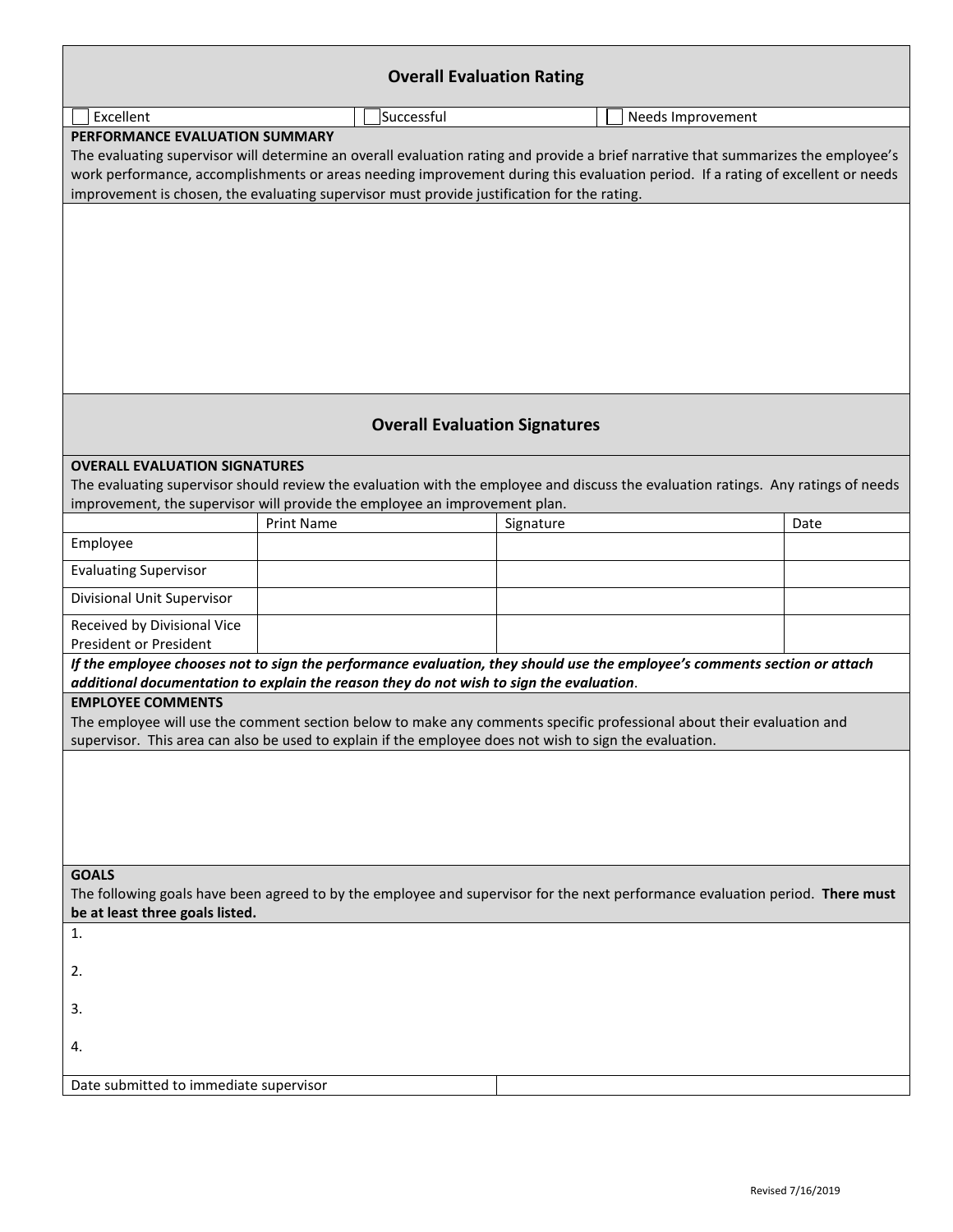## Overall Evaluation Rating

☐ Excellent ☐ Successful ☐ Needs Improvement

**PERFORMANCE EVALUATION SUMMARY**

The evaluating supervisor will determine an overall evaluation rating and provide a brief narrative that summarizes the employee's work performance, accomplishments or areas needing improvement during this evaluation period. If a rating of excellent or needs improvement is chosen, the evaluating supervisor must provide justification for the rating.

## Overall Evaluation Signatures

**OVERALL EVALUATION SIGNATURES**

The evaluating supervisor should review the evaluation with the employee and discuss the evaluation ratings. Any ratings of needs improvement, the supervisor will provide the employee an improvement plan.

| | Print Name | Signature | Date |
|---|---|---|---|
| Employee | | | |
| Evaluating Supervisor | | | |
| Divisional Unit Supervisor | | | |
| Received by Divisional Vice President or President | | | |

***If the employee chooses not to sign the performance evaluation, they should use the employee's comments section or attach additional documentation to explain the reason they do not wish to sign the evaluation*.**

**EMPLOYEE COMMENTS**

The employee will use the comment section below to make any comments specific professional about their evaluation and supervisor. This area can also be used to explain if the employee does not wish to sign the evaluation.

**GOALS**

The following goals have been agreed to by the employee and supervisor for the next performance evaluation period. **There must be at least three goals listed.**

1.

2.

3.

4.

| | |
|---|---|
| Date submitted to immediate supervisor | |

Revised 7/16/2019